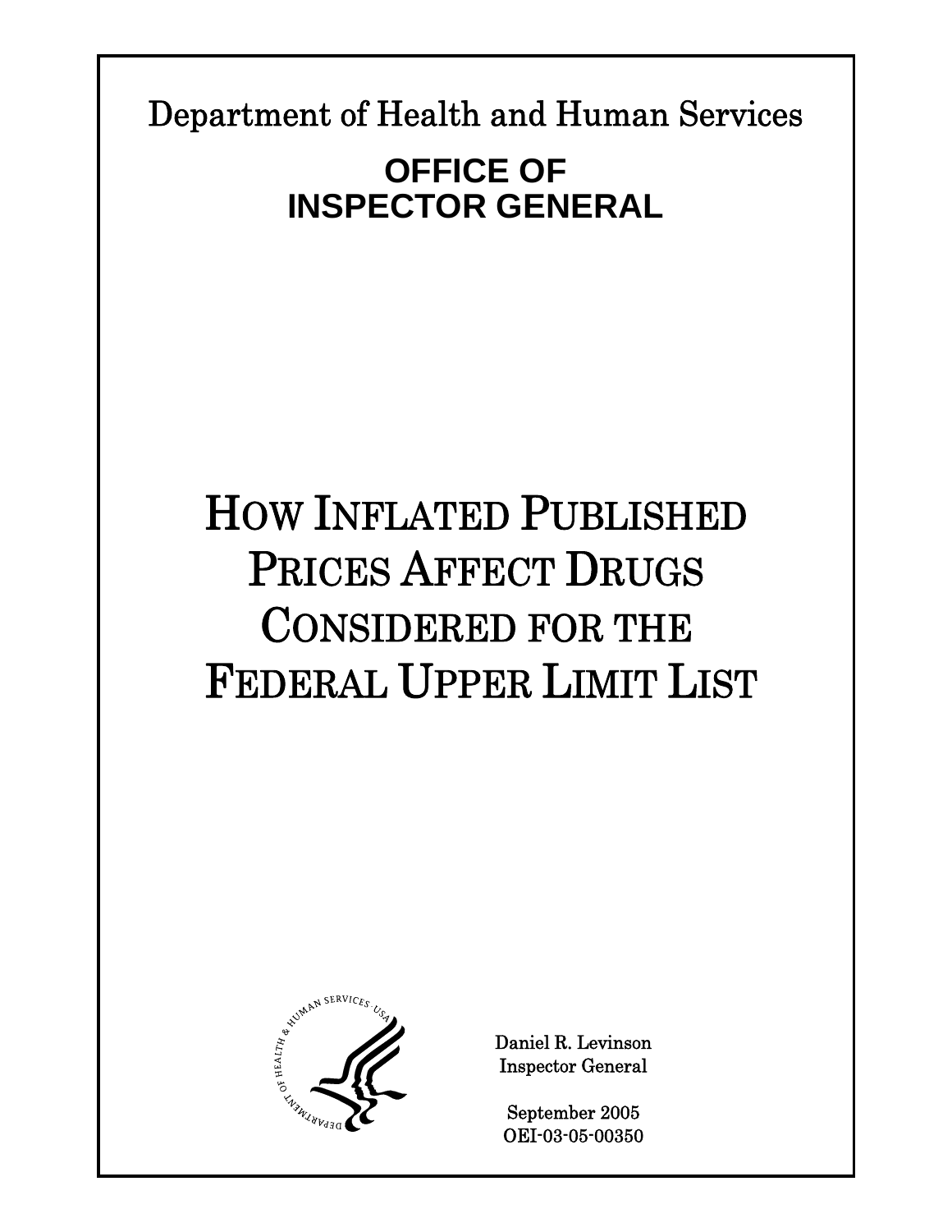Department of Health and Human Services

**OFFICE OF INSPECTOR GENERAL**

# HOW INFLATED PUBLISHED PRICES AFFECT DRUGS CONSIDERED FOR THE FEDERAL UPPER LIMIT LIST

Daniel R. Levinson
Inspector General

September 2005
OEI-03-05-00350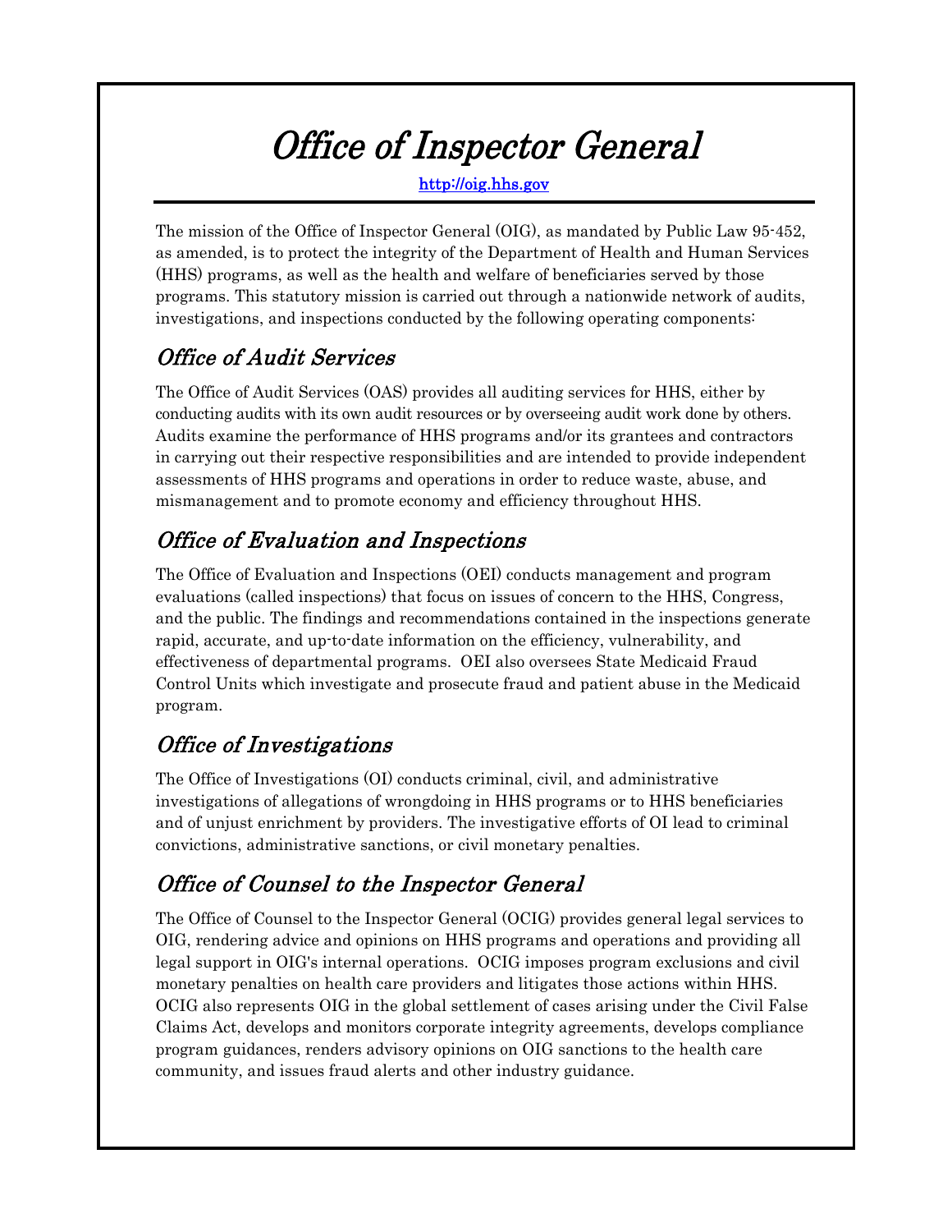# *Office of Inspector General*

http://oig.hhs.gov

The mission of the Office of Inspector General (OIG), as mandated by Public Law 95-452, as amended, is to protect the integrity of the Department of Health and Human Services (HHS) programs, as well as the health and welfare of beneficiaries served by those programs. This statutory mission is carried out through a nationwide network of audits, investigations, and inspections conducted by the following operating components:

## *Office of Audit Services*

The Office of Audit Services (OAS) provides all auditing services for HHS, either by conducting audits with its own audit resources or by overseeing audit work done by others. Audits examine the performance of HHS programs and/or its grantees and contractors in carrying out their respective responsibilities and are intended to provide independent assessments of HHS programs and operations in order to reduce waste, abuse, and mismanagement and to promote economy and efficiency throughout HHS.

## *Office of Evaluation and Inspections*

The Office of Evaluation and Inspections (OEI) conducts management and program evaluations (called inspections) that focus on issues of concern to the HHS, Congress, and the public. The findings and recommendations contained in the inspections generate rapid, accurate, and up-to-date information on the efficiency, vulnerability, and effectiveness of departmental programs. OEI also oversees State Medicaid Fraud Control Units which investigate and prosecute fraud and patient abuse in the Medicaid program.

## *Office of Investigations*

The Office of Investigations (OI) conducts criminal, civil, and administrative investigations of allegations of wrongdoing in HHS programs or to HHS beneficiaries and of unjust enrichment by providers. The investigative efforts of OI lead to criminal convictions, administrative sanctions, or civil monetary penalties.

## *Office of Counsel to the Inspector General*

The Office of Counsel to the Inspector General (OCIG) provides general legal services to OIG, rendering advice and opinions on HHS programs and operations and providing all legal support in OIG's internal operations. OCIG imposes program exclusions and civil monetary penalties on health care providers and litigates those actions within HHS. OCIG also represents OIG in the global settlement of cases arising under the Civil False Claims Act, develops and monitors corporate integrity agreements, develops compliance program guidances, renders advisory opinions on OIG sanctions to the health care community, and issues fraud alerts and other industry guidance.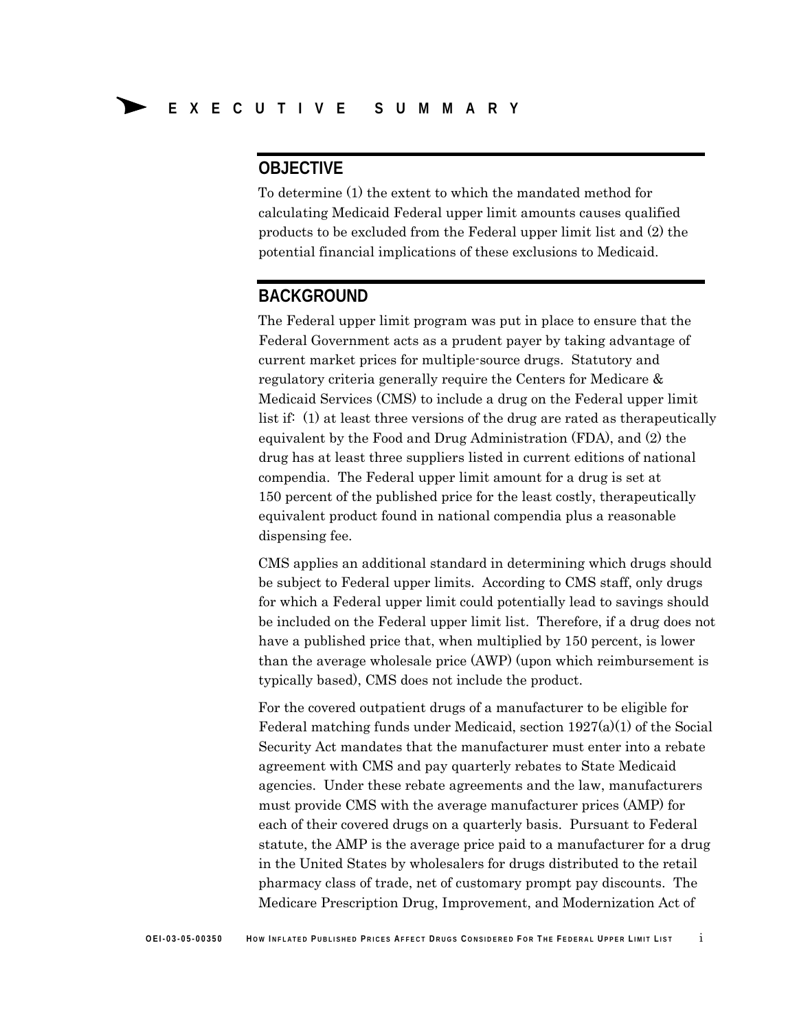# EXECUTIVE SUMMARY

## OBJECTIVE

To determine (1) the extent to which the mandated method for calculating Medicaid Federal upper limit amounts causes qualified products to be excluded from the Federal upper limit list and (2) the potential financial implications of these exclusions to Medicaid.

## BACKGROUND

The Federal upper limit program was put in place to ensure that the Federal Government acts as a prudent payer by taking advantage of current market prices for multiple-source drugs. Statutory and regulatory criteria generally require the Centers for Medicare & Medicaid Services (CMS) to include a drug on the Federal upper limit list if: (1) at least three versions of the drug are rated as therapeutically equivalent by the Food and Drug Administration (FDA), and (2) the drug has at least three suppliers listed in current editions of national compendia. The Federal upper limit amount for a drug is set at 150 percent of the published price for the least costly, therapeutically equivalent product found in national compendia plus a reasonable dispensing fee.

CMS applies an additional standard in determining which drugs should be subject to Federal upper limits. According to CMS staff, only drugs for which a Federal upper limit could potentially lead to savings should be included on the Federal upper limit list. Therefore, if a drug does not have a published price that, when multiplied by 150 percent, is lower than the average wholesale price (AWP) (upon which reimbursement is typically based), CMS does not include the product.

For the covered outpatient drugs of a manufacturer to be eligible for Federal matching funds under Medicaid, section 1927(a)(1) of the Social Security Act mandates that the manufacturer must enter into a rebate agreement with CMS and pay quarterly rebates to State Medicaid agencies. Under these rebate agreements and the law, manufacturers must provide CMS with the average manufacturer prices (AMP) for each of their covered drugs on a quarterly basis. Pursuant to Federal statute, the AMP is the average price paid to a manufacturer for a drug in the United States by wholesalers for drugs distributed to the retail pharmacy class of trade, net of customary prompt pay discounts. The Medicare Prescription Drug, Improvement, and Modernization Act of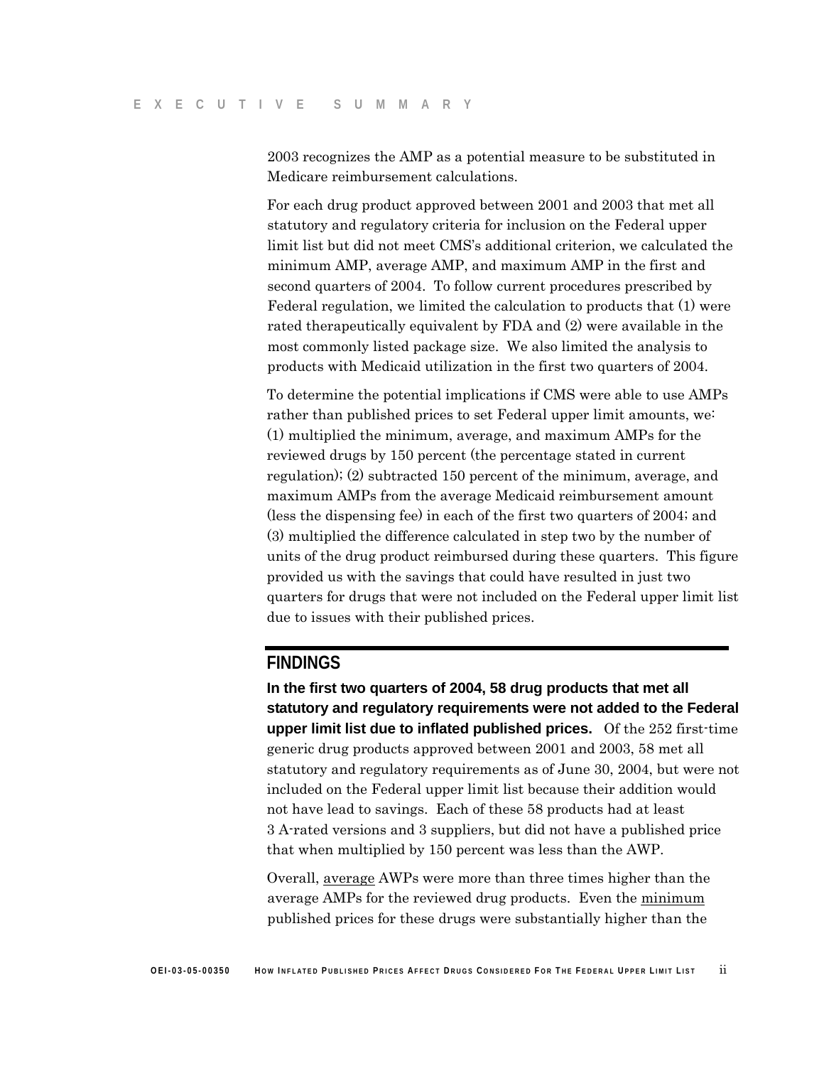2003 recognizes the AMP as a potential measure to be substituted in Medicare reimbursement calculations.

For each drug product approved between 2001 and 2003 that met all statutory and regulatory criteria for inclusion on the Federal upper limit list but did not meet CMS's additional criterion, we calculated the minimum AMP, average AMP, and maximum AMP in the first and second quarters of 2004. To follow current procedures prescribed by Federal regulation, we limited the calculation to products that (1) were rated therapeutically equivalent by FDA and (2) were available in the most commonly listed package size. We also limited the analysis to products with Medicaid utilization in the first two quarters of 2004.

To determine the potential implications if CMS were able to use AMPs rather than published prices to set Federal upper limit amounts, we: (1) multiplied the minimum, average, and maximum AMPs for the reviewed drugs by 150 percent (the percentage stated in current regulation); (2) subtracted 150 percent of the minimum, average, and maximum AMPs from the average Medicaid reimbursement amount (less the dispensing fee) in each of the first two quarters of 2004; and (3) multiplied the difference calculated in step two by the number of units of the drug product reimbursed during these quarters. This figure provided us with the savings that could have resulted in just two quarters for drugs that were not included on the Federal upper limit list due to issues with their published prices.

## FINDINGS

**In the first two quarters of 2004, 58 drug products that met all statutory and regulatory requirements were not added to the Federal upper limit list due to inflated published prices.** Of the 252 first-time generic drug products approved between 2001 and 2003, 58 met all statutory and regulatory requirements as of June 30, 2004, but were not included on the Federal upper limit list because their addition would not have lead to savings. Each of these 58 products had at least 3 A-rated versions and 3 suppliers, but did not have a published price that when multiplied by 150 percent was less than the AWP.

Overall, average AWPs were more than three times higher than the average AMPs for the reviewed drug products. Even the minimum published prices for these drugs were substantially higher than the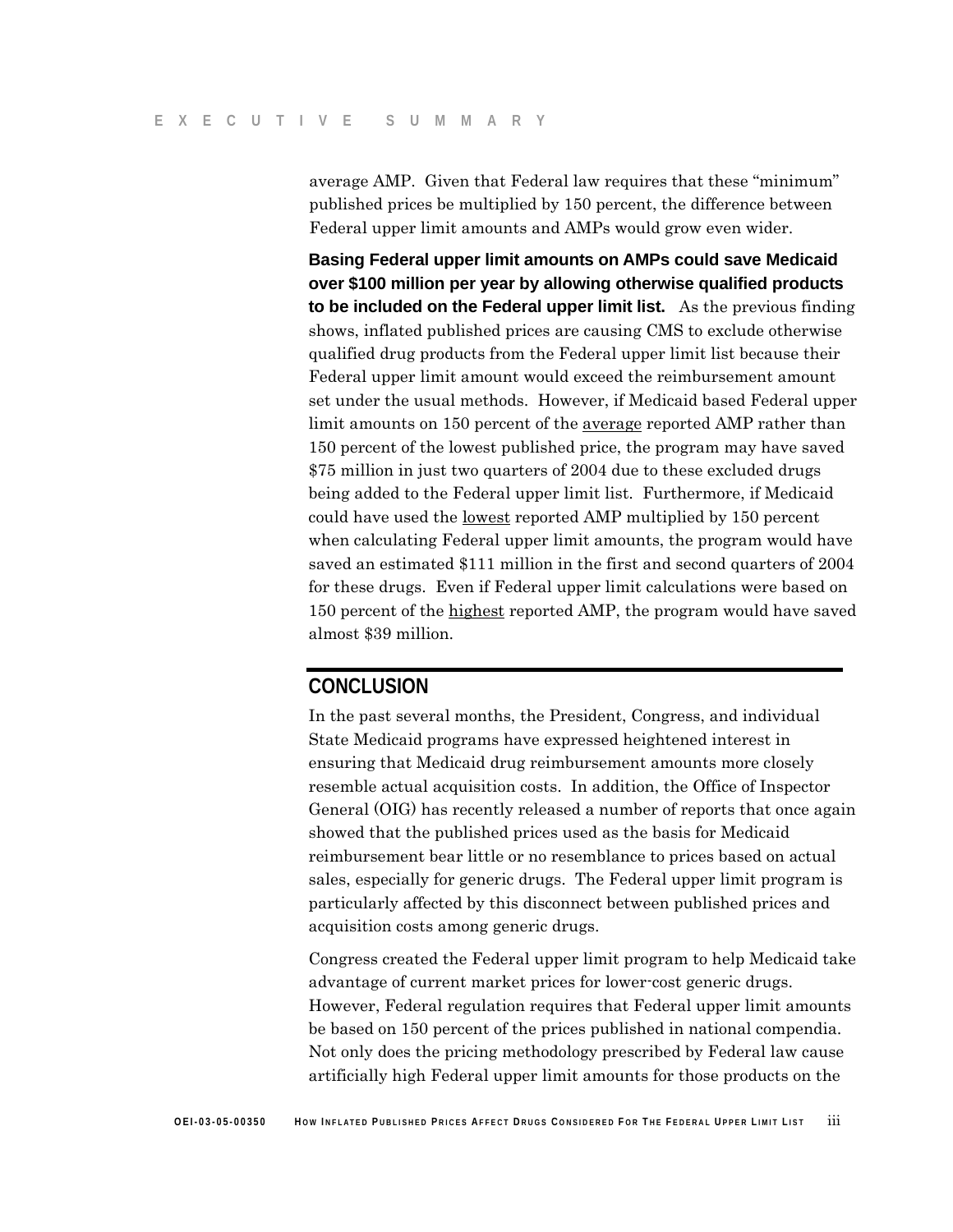average AMP. Given that Federal law requires that these "minimum" published prices be multiplied by 150 percent, the difference between Federal upper limit amounts and AMPs would grow even wider.

**Basing Federal upper limit amounts on AMPs could save Medicaid over $100 million per year by allowing otherwise qualified products to be included on the Federal upper limit list.** As the previous finding shows, inflated published prices are causing CMS to exclude otherwise qualified drug products from the Federal upper limit list because their Federal upper limit amount would exceed the reimbursement amount set under the usual methods. However, if Medicaid based Federal upper limit amounts on 150 percent of the <u>average</u> reported AMP rather than 150 percent of the lowest published price, the program may have saved $75 million in just two quarters of 2004 due to these excluded drugs being added to the Federal upper limit list. Furthermore, if Medicaid could have used the <u>lowest</u> reported AMP multiplied by 150 percent when calculating Federal upper limit amounts, the program would have saved an estimated $111 million in the first and second quarters of 2004 for these drugs. Even if Federal upper limit calculations were based on 150 percent of the <u>highest</u> reported AMP, the program would have saved almost $39 million.

## CONCLUSION

In the past several months, the President, Congress, and individual State Medicaid programs have expressed heightened interest in ensuring that Medicaid drug reimbursement amounts more closely resemble actual acquisition costs. In addition, the Office of Inspector General (OIG) has recently released a number of reports that once again showed that the published prices used as the basis for Medicaid reimbursement bear little or no resemblance to prices based on actual sales, especially for generic drugs. The Federal upper limit program is particularly affected by this disconnect between published prices and acquisition costs among generic drugs.

Congress created the Federal upper limit program to help Medicaid take advantage of current market prices for lower-cost generic drugs. However, Federal regulation requires that Federal upper limit amounts be based on 150 percent of the prices published in national compendia. Not only does the pricing methodology prescribed by Federal law cause artificially high Federal upper limit amounts for those products on the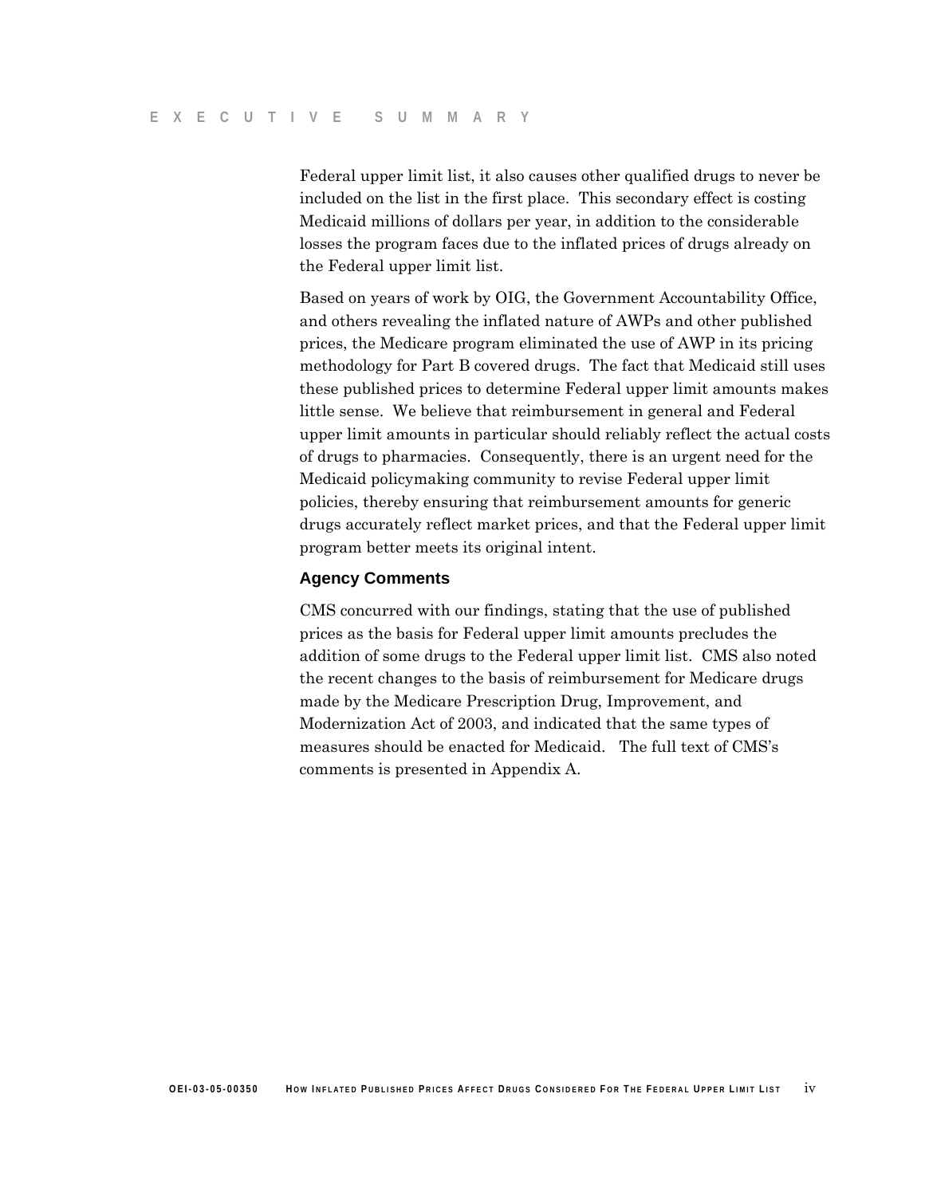Federal upper limit list, it also causes other qualified drugs to never be included on the list in the first place. This secondary effect is costing Medicaid millions of dollars per year, in addition to the considerable losses the program faces due to the inflated prices of drugs already on the Federal upper limit list.

Based on years of work by OIG, the Government Accountability Office, and others revealing the inflated nature of AWPs and other published prices, the Medicare program eliminated the use of AWP in its pricing methodology for Part B covered drugs. The fact that Medicaid still uses these published prices to determine Federal upper limit amounts makes little sense. We believe that reimbursement in general and Federal upper limit amounts in particular should reliably reflect the actual costs of drugs to pharmacies. Consequently, there is an urgent need for the Medicaid policymaking community to revise Federal upper limit policies, thereby ensuring that reimbursement amounts for generic drugs accurately reflect market prices, and that the Federal upper limit program better meets its original intent.

### Agency Comments

CMS concurred with our findings, stating that the use of published prices as the basis for Federal upper limit amounts precludes the addition of some drugs to the Federal upper limit list. CMS also noted the recent changes to the basis of reimbursement for Medicare drugs made by the Medicare Prescription Drug, Improvement, and Modernization Act of 2003, and indicated that the same types of measures should be enacted for Medicaid. The full text of CMS's comments is presented in Appendix A.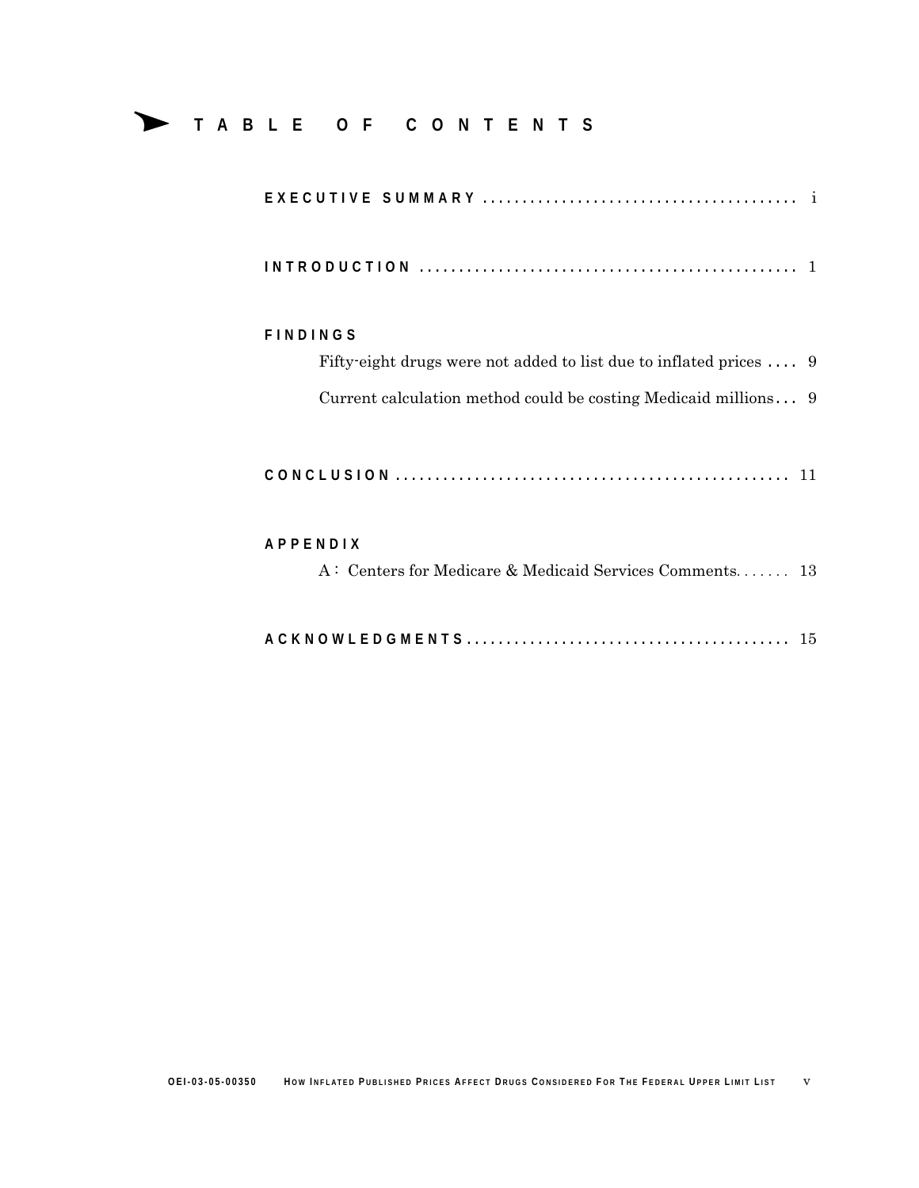# TABLE OF CONTENTS

**EXECUTIVE SUMMARY** ........................................ i

**INTRODUCTION** ........................................ 1

**FINDINGS**

Fifty-eight drugs were not added to list due to inflated prices .... 9

Current calculation method could be costing Medicaid millions... 9

**CONCLUSION** ........................................ 11

**APPENDIX**

A: Centers for Medicare & Medicaid Services Comments....... 13

**ACKNOWLEDGMENTS** ........................................ 15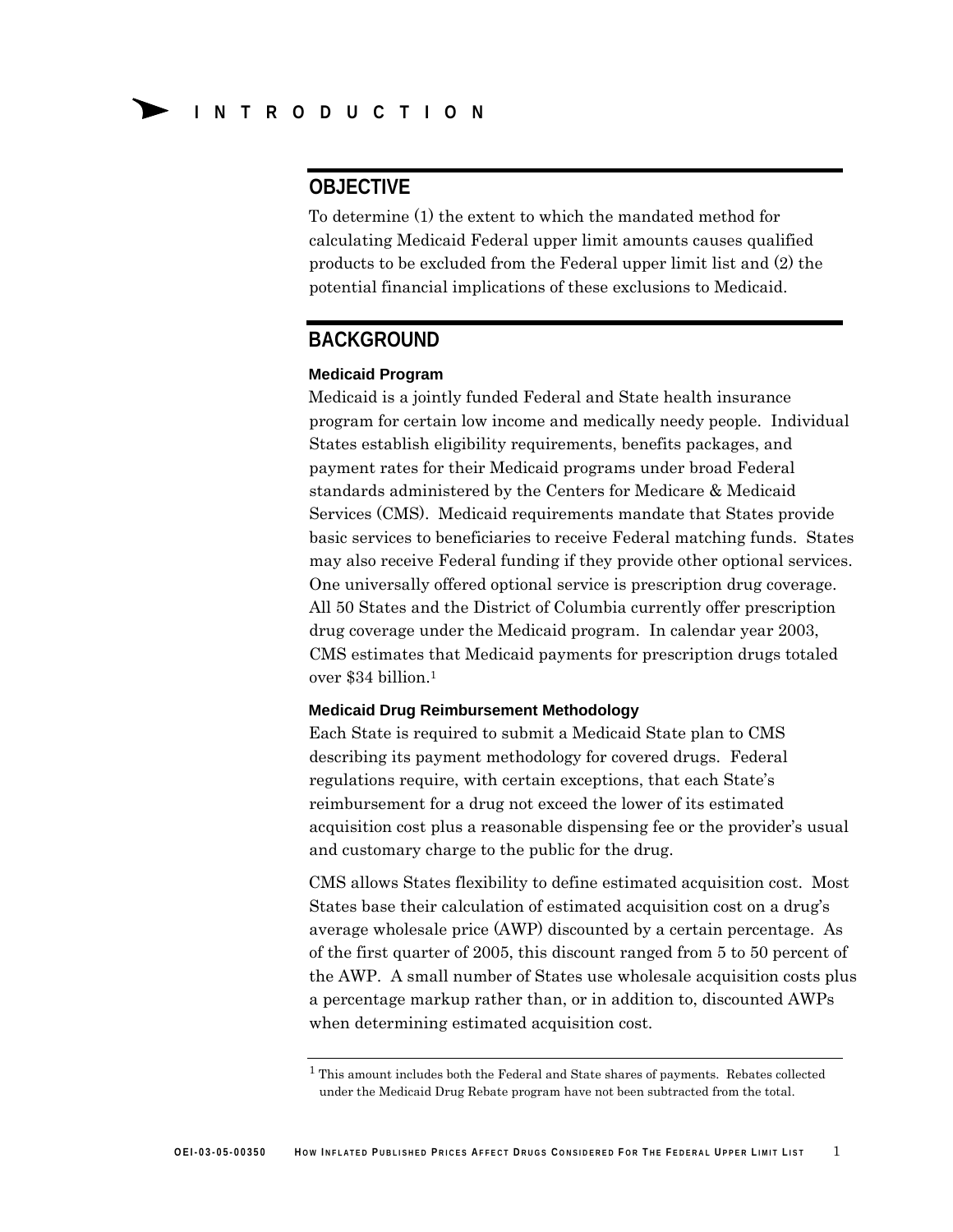# INTRODUCTION

## OBJECTIVE

To determine (1) the extent to which the mandated method for calculating Medicaid Federal upper limit amounts causes qualified products to be excluded from the Federal upper limit list and (2) the potential financial implications of these exclusions to Medicaid.

## BACKGROUND

### Medicaid Program

Medicaid is a jointly funded Federal and State health insurance program for certain low income and medically needy people. Individual States establish eligibility requirements, benefits packages, and payment rates for their Medicaid programs under broad Federal standards administered by the Centers for Medicare & Medicaid Services (CMS). Medicaid requirements mandate that States provide basic services to beneficiaries to receive Federal matching funds. States may also receive Federal funding if they provide other optional services. One universally offered optional service is prescription drug coverage. All 50 States and the District of Columbia currently offer prescription drug coverage under the Medicaid program. In calendar year 2003, CMS estimates that Medicaid payments for prescription drugs totaled over $34 billion.[1]

### Medicaid Drug Reimbursement Methodology

Each State is required to submit a Medicaid State plan to CMS describing its payment methodology for covered drugs. Federal regulations require, with certain exceptions, that each State's reimbursement for a drug not exceed the lower of its estimated acquisition cost plus a reasonable dispensing fee or the provider's usual and customary charge to the public for the drug.

CMS allows States flexibility to define estimated acquisition cost. Most States base their calculation of estimated acquisition cost on a drug's average wholesale price (AWP) discounted by a certain percentage. As of the first quarter of 2005, this discount ranged from 5 to 50 percent of the AWP. A small number of States use wholesale acquisition costs plus a percentage markup rather than, or in addition to, discounted AWPs when determining estimated acquisition cost.

---

[1] This amount includes both the Federal and State shares of payments. Rebates collected under the Medicaid Drug Rebate program have not been subtracted from the total.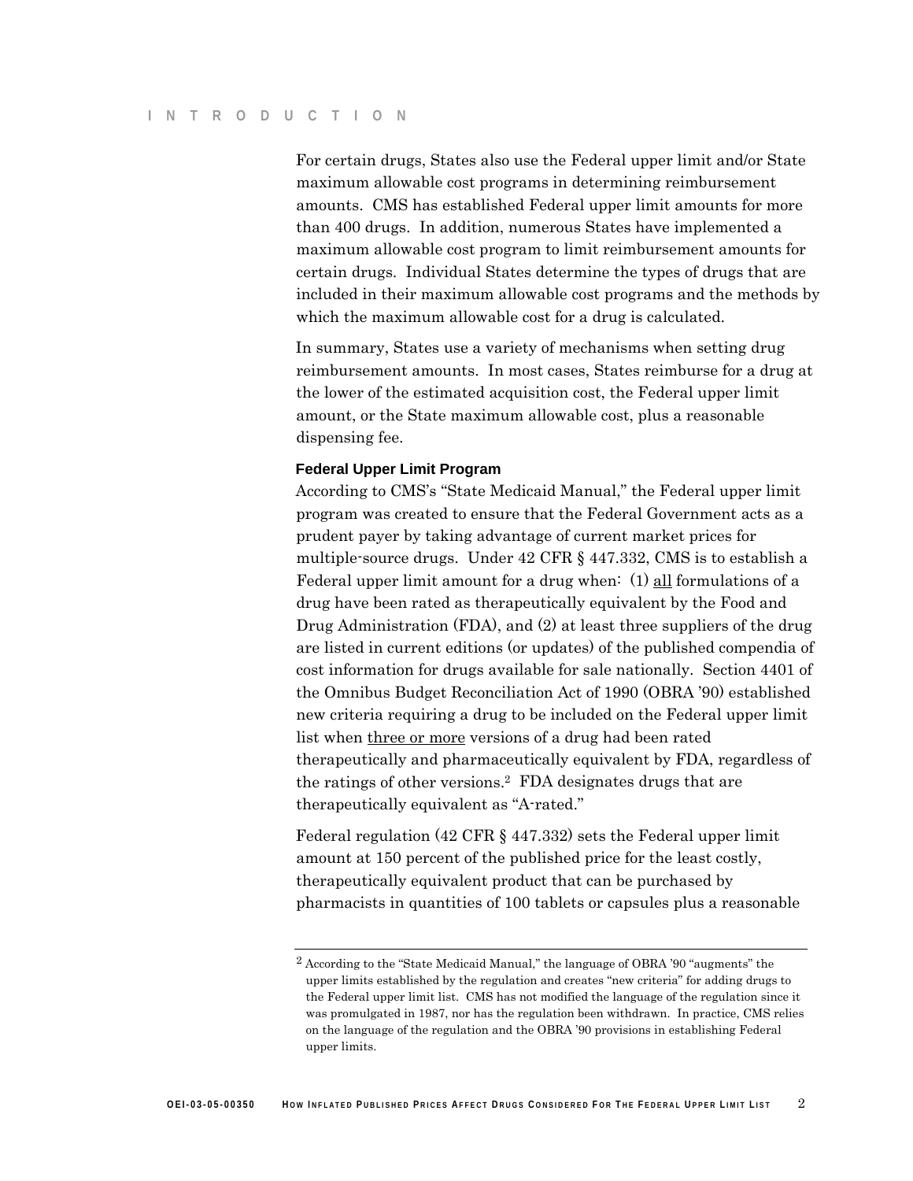For certain drugs, States also use the Federal upper limit and/or State maximum allowable cost programs in determining reimbursement amounts. CMS has established Federal upper limit amounts for more than 400 drugs. In addition, numerous States have implemented a maximum allowable cost program to limit reimbursement amounts for certain drugs. Individual States determine the types of drugs that are included in their maximum allowable cost programs and the methods by which the maximum allowable cost for a drug is calculated.

In summary, States use a variety of mechanisms when setting drug reimbursement amounts. In most cases, States reimburse for a drug at the lower of the estimated acquisition cost, the Federal upper limit amount, or the State maximum allowable cost, plus a reasonable dispensing fee.

### Federal Upper Limit Program

According to CMS's "State Medicaid Manual," the Federal upper limit program was created to ensure that the Federal Government acts as a prudent payer by taking advantage of current market prices for multiple-source drugs. Under 42 CFR § 447.332, CMS is to establish a Federal upper limit amount for a drug when: (1) all formulations of a drug have been rated as therapeutically equivalent by the Food and Drug Administration (FDA), and (2) at least three suppliers of the drug are listed in current editions (or updates) of the published compendia of cost information for drugs available for sale nationally. Section 4401 of the Omnibus Budget Reconciliation Act of 1990 (OBRA '90) established new criteria requiring a drug to be included on the Federal upper limit list when three or more versions of a drug had been rated therapeutically and pharmaceutically equivalent by FDA, regardless of the ratings of other versions.[2] FDA designates drugs that are therapeutically equivalent as "A-rated."

Federal regulation (42 CFR § 447.332) sets the Federal upper limit amount at 150 percent of the published price for the least costly, therapeutically equivalent product that can be purchased by pharmacists in quantities of 100 tablets or capsules plus a reasonable

---

[2] According to the "State Medicaid Manual," the language of OBRA '90 "augments" the upper limits established by the regulation and creates "new criteria" for adding drugs to the Federal upper limit list. CMS has not modified the language of the regulation since it was promulgated in 1987, nor has the regulation been withdrawn. In practice, CMS relies on the language of the regulation and the OBRA '90 provisions in establishing Federal upper limits.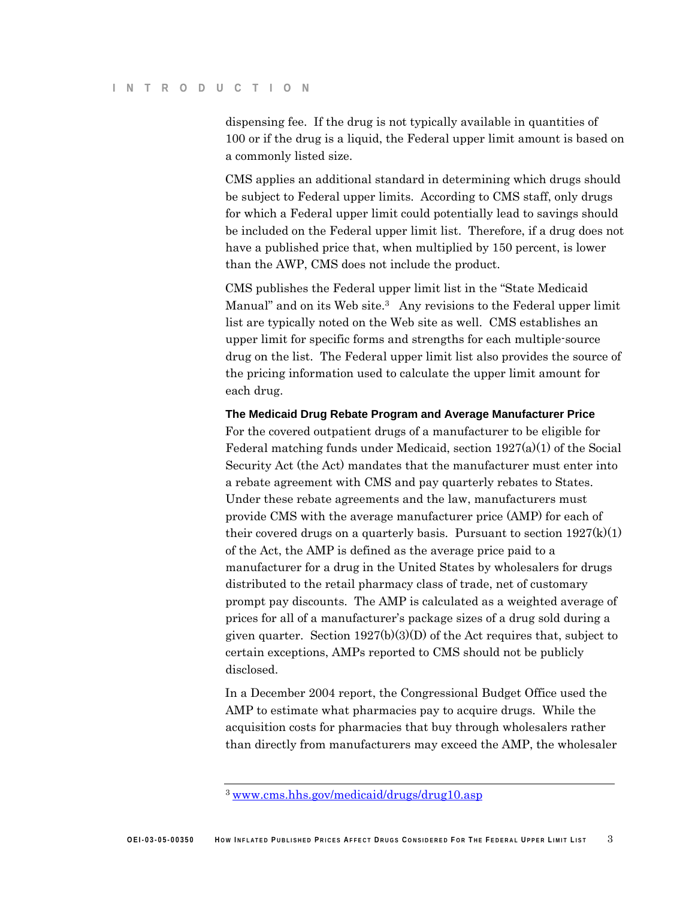dispensing fee. If the drug is not typically available in quantities of 100 or if the drug is a liquid, the Federal upper limit amount is based on a commonly listed size.

CMS applies an additional standard in determining which drugs should be subject to Federal upper limits. According to CMS staff, only drugs for which a Federal upper limit could potentially lead to savings should be included on the Federal upper limit list. Therefore, if a drug does not have a published price that, when multiplied by 150 percent, is lower than the AWP, CMS does not include the product.

CMS publishes the Federal upper limit list in the "State Medicaid Manual" and on its Web site.[3] Any revisions to the Federal upper limit list are typically noted on the Web site as well. CMS establishes an upper limit for specific forms and strengths for each multiple-source drug on the list. The Federal upper limit list also provides the source of the pricing information used to calculate the upper limit amount for each drug.

### The Medicaid Drug Rebate Program and Average Manufacturer Price

For the covered outpatient drugs of a manufacturer to be eligible for Federal matching funds under Medicaid, section 1927(a)(1) of the Social Security Act (the Act) mandates that the manufacturer must enter into a rebate agreement with CMS and pay quarterly rebates to States. Under these rebate agreements and the law, manufacturers must provide CMS with the average manufacturer price (AMP) for each of their covered drugs on a quarterly basis. Pursuant to section 1927(k)(1) of the Act, the AMP is defined as the average price paid to a manufacturer for a drug in the United States by wholesalers for drugs distributed to the retail pharmacy class of trade, net of customary prompt pay discounts. The AMP is calculated as a weighted average of prices for all of a manufacturer's package sizes of a drug sold during a given quarter. Section 1927(b)(3)(D) of the Act requires that, subject to certain exceptions, AMPs reported to CMS should not be publicly disclosed.

In a December 2004 report, the Congressional Budget Office used the AMP to estimate what pharmacies pay to acquire drugs. While the acquisition costs for pharmacies that buy through wholesalers rather than directly from manufacturers may exceed the AMP, the wholesaler

---

[3] www.cms.hhs.gov/medicaid/drugs/drug10.asp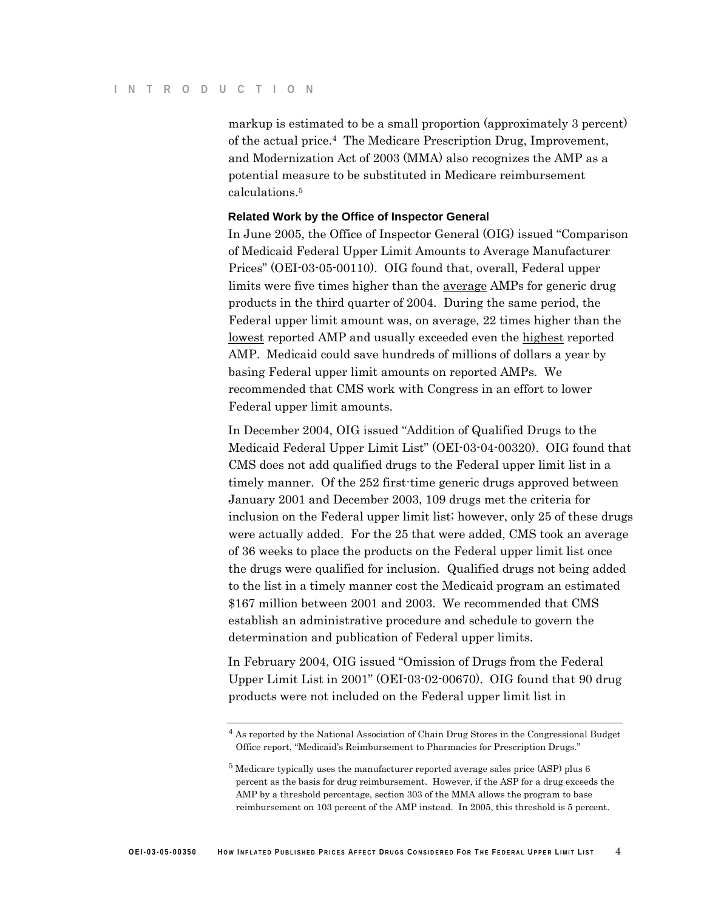markup is estimated to be a small proportion (approximately 3 percent) of the actual price.[4] The Medicare Prescription Drug, Improvement, and Modernization Act of 2003 (MMA) also recognizes the AMP as a potential measure to be substituted in Medicare reimbursement calculations.[5]

### Related Work by the Office of Inspector General

In June 2005, the Office of Inspector General (OIG) issued "Comparison of Medicaid Federal Upper Limit Amounts to Average Manufacturer Prices" (OEI-03-05-00110). OIG found that, overall, Federal upper limits were five times higher than the <u>average</u> AMPs for generic drug products in the third quarter of 2004. During the same period, the Federal upper limit amount was, on average, 22 times higher than the <u>lowest</u> reported AMP and usually exceeded even the <u>highest</u> reported AMP. Medicaid could save hundreds of millions of dollars a year by basing Federal upper limit amounts on reported AMPs. We recommended that CMS work with Congress in an effort to lower Federal upper limit amounts.

In December 2004, OIG issued "Addition of Qualified Drugs to the Medicaid Federal Upper Limit List" (OEI-03-04-00320). OIG found that CMS does not add qualified drugs to the Federal upper limit list in a timely manner. Of the 252 first-time generic drugs approved between January 2001 and December 2003, 109 drugs met the criteria for inclusion on the Federal upper limit list; however, only 25 of these drugs were actually added. For the 25 that were added, CMS took an average of 36 weeks to place the products on the Federal upper limit list once the drugs were qualified for inclusion. Qualified drugs not being added to the list in a timely manner cost the Medicaid program an estimated $167 million between 2001 and 2003. We recommended that CMS establish an administrative procedure and schedule to govern the determination and publication of Federal upper limits.

In February 2004, OIG issued "Omission of Drugs from the Federal Upper Limit List in 2001" (OEI-03-02-00670). OIG found that 90 drug products were not included on the Federal upper limit list in

---

[4] As reported by the National Association of Chain Drug Stores in the Congressional Budget Office report, "Medicaid's Reimbursement to Pharmacies for Prescription Drugs."

[5] Medicare typically uses the manufacturer reported average sales price (ASP) plus 6 percent as the basis for drug reimbursement. However, if the ASP for a drug exceeds the AMP by a threshold percentage, section 303 of the MMA allows the program to base reimbursement on 103 percent of the AMP instead. In 2005, this threshold is 5 percent.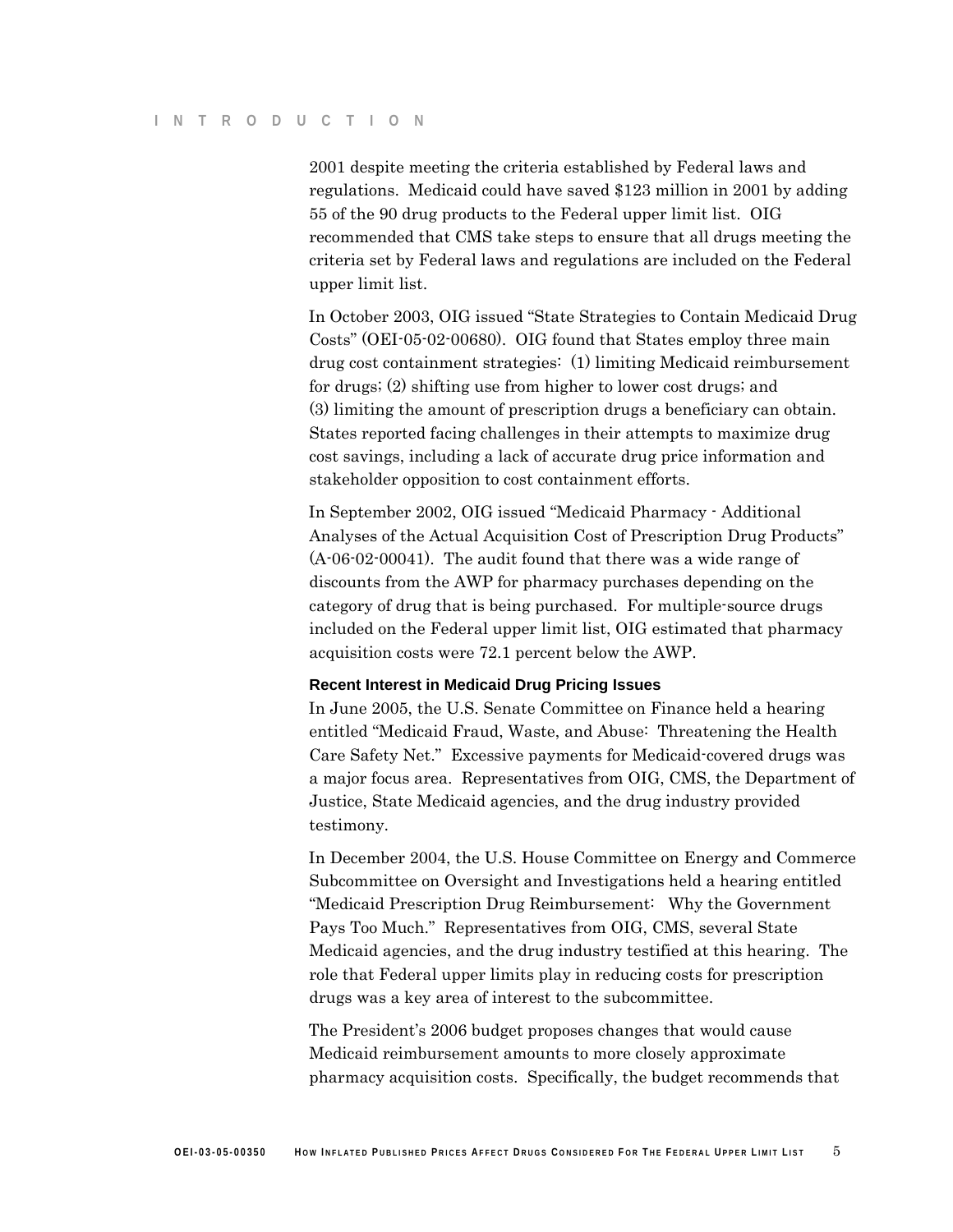2001 despite meeting the criteria established by Federal laws and regulations. Medicaid could have saved $123 million in 2001 by adding 55 of the 90 drug products to the Federal upper limit list. OIG recommended that CMS take steps to ensure that all drugs meeting the criteria set by Federal laws and regulations are included on the Federal upper limit list.

In October 2003, OIG issued "State Strategies to Contain Medicaid Drug Costs" (OEI-05-02-00680). OIG found that States employ three main drug cost containment strategies: (1) limiting Medicaid reimbursement for drugs; (2) shifting use from higher to lower cost drugs; and (3) limiting the amount of prescription drugs a beneficiary can obtain. States reported facing challenges in their attempts to maximize drug cost savings, including a lack of accurate drug price information and stakeholder opposition to cost containment efforts.

In September 2002, OIG issued "Medicaid Pharmacy - Additional Analyses of the Actual Acquisition Cost of Prescription Drug Products" (A-06-02-00041). The audit found that there was a wide range of discounts from the AWP for pharmacy purchases depending on the category of drug that is being purchased. For multiple-source drugs included on the Federal upper limit list, OIG estimated that pharmacy acquisition costs were 72.1 percent below the AWP.

### Recent Interest in Medicaid Drug Pricing Issues

In June 2005, the U.S. Senate Committee on Finance held a hearing entitled "Medicaid Fraud, Waste, and Abuse: Threatening the Health Care Safety Net." Excessive payments for Medicaid-covered drugs was a major focus area. Representatives from OIG, CMS, the Department of Justice, State Medicaid agencies, and the drug industry provided testimony.

In December 2004, the U.S. House Committee on Energy and Commerce Subcommittee on Oversight and Investigations held a hearing entitled "Medicaid Prescription Drug Reimbursement: Why the Government Pays Too Much." Representatives from OIG, CMS, several State Medicaid agencies, and the drug industry testified at this hearing. The role that Federal upper limits play in reducing costs for prescription drugs was a key area of interest to the subcommittee.

The President's 2006 budget proposes changes that would cause Medicaid reimbursement amounts to more closely approximate pharmacy acquisition costs. Specifically, the budget recommends that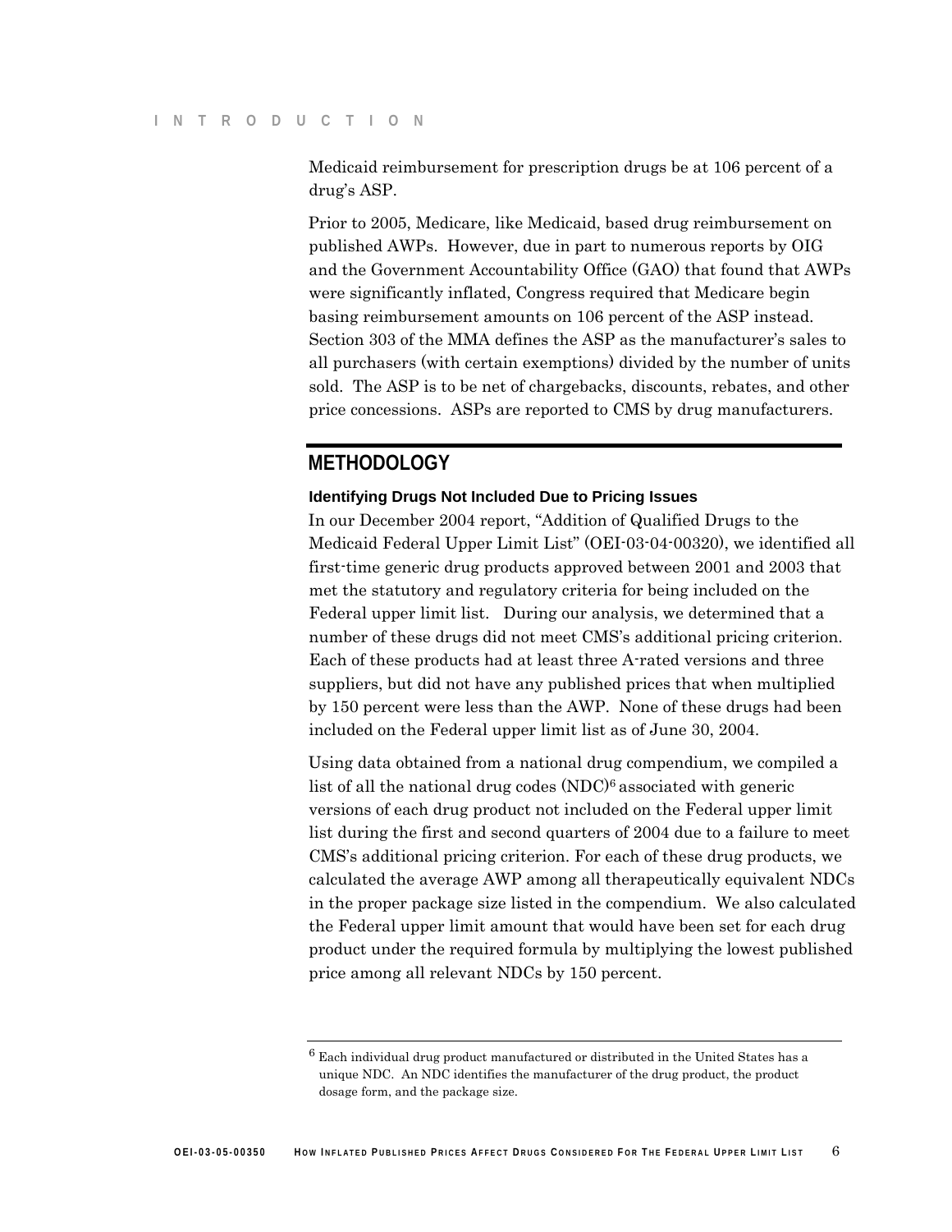Medicaid reimbursement for prescription drugs be at 106 percent of a drug's ASP.

Prior to 2005, Medicare, like Medicaid, based drug reimbursement on published AWPs. However, due in part to numerous reports by OIG and the Government Accountability Office (GAO) that found that AWPs were significantly inflated, Congress required that Medicare begin basing reimbursement amounts on 106 percent of the ASP instead. Section 303 of the MMA defines the ASP as the manufacturer's sales to all purchasers (with certain exemptions) divided by the number of units sold. The ASP is to be net of chargebacks, discounts, rebates, and other price concessions. ASPs are reported to CMS by drug manufacturers.

## METHODOLOGY

### Identifying Drugs Not Included Due to Pricing Issues

In our December 2004 report, "Addition of Qualified Drugs to the Medicaid Federal Upper Limit List" (OEI-03-04-00320), we identified all first-time generic drug products approved between 2001 and 2003 that met the statutory and regulatory criteria for being included on the Federal upper limit list. During our analysis, we determined that a number of these drugs did not meet CMS's additional pricing criterion. Each of these products had at least three A-rated versions and three suppliers, but did not have any published prices that when multiplied by 150 percent were less than the AWP. None of these drugs had been included on the Federal upper limit list as of June 30, 2004.

Using data obtained from a national drug compendium, we compiled a list of all the national drug codes (NDC)[6] associated with generic versions of each drug product not included on the Federal upper limit list during the first and second quarters of 2004 due to a failure to meet CMS's additional pricing criterion. For each of these drug products, we calculated the average AWP among all therapeutically equivalent NDCs in the proper package size listed in the compendium. We also calculated the Federal upper limit amount that would have been set for each drug product under the required formula by multiplying the lowest published price among all relevant NDCs by 150 percent.

---

[6] Each individual drug product manufactured or distributed in the United States has a unique NDC. An NDC identifies the manufacturer of the drug product, the product dosage form, and the package size.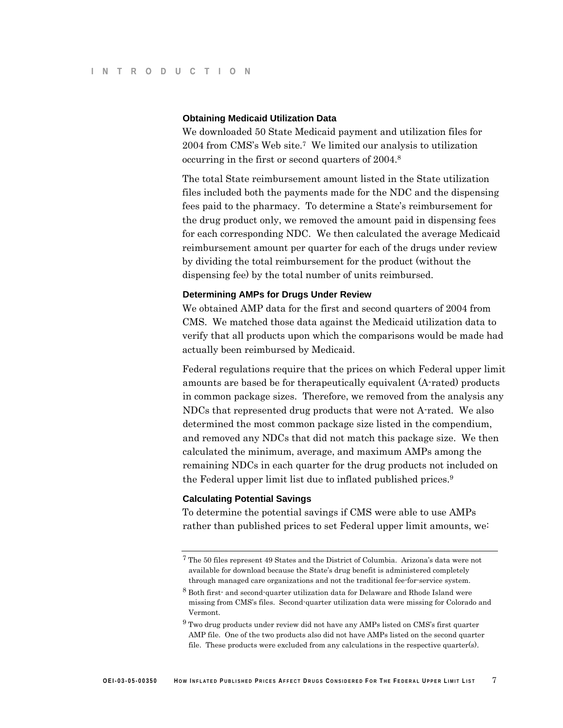### Obtaining Medicaid Utilization Data

We downloaded 50 State Medicaid payment and utilization files for 2004 from CMS's Web site.[7] We limited our analysis to utilization occurring in the first or second quarters of 2004.[8]

The total State reimbursement amount listed in the State utilization files included both the payments made for the NDC and the dispensing fees paid to the pharmacy. To determine a State's reimbursement for the drug product only, we removed the amount paid in dispensing fees for each corresponding NDC. We then calculated the average Medicaid reimbursement amount per quarter for each of the drugs under review by dividing the total reimbursement for the product (without the dispensing fee) by the total number of units reimbursed.

### Determining AMPs for Drugs Under Review

We obtained AMP data for the first and second quarters of 2004 from CMS. We matched those data against the Medicaid utilization data to verify that all products upon which the comparisons would be made had actually been reimbursed by Medicaid.

Federal regulations require that the prices on which Federal upper limit amounts are based be for therapeutically equivalent (A-rated) products in common package sizes. Therefore, we removed from the analysis any NDCs that represented drug products that were not A-rated. We also determined the most common package size listed in the compendium, and removed any NDCs that did not match this package size. We then calculated the minimum, average, and maximum AMPs among the remaining NDCs in each quarter for the drug products not included on the Federal upper limit list due to inflated published prices.[9]

### Calculating Potential Savings

To determine the potential savings if CMS were able to use AMPs rather than published prices to set Federal upper limit amounts, we:

---

[7] The 50 files represent 49 States and the District of Columbia. Arizona's data were not available for download because the State's drug benefit is administered completely through managed care organizations and not the traditional fee-for-service system.

[8] Both first- and second-quarter utilization data for Delaware and Rhode Island were missing from CMS's files. Second-quarter utilization data were missing for Colorado and Vermont.

[9] Two drug products under review did not have any AMPs listed on CMS's first quarter AMP file. One of the two products also did not have AMPs listed on the second quarter file. These products were excluded from any calculations in the respective quarter(s).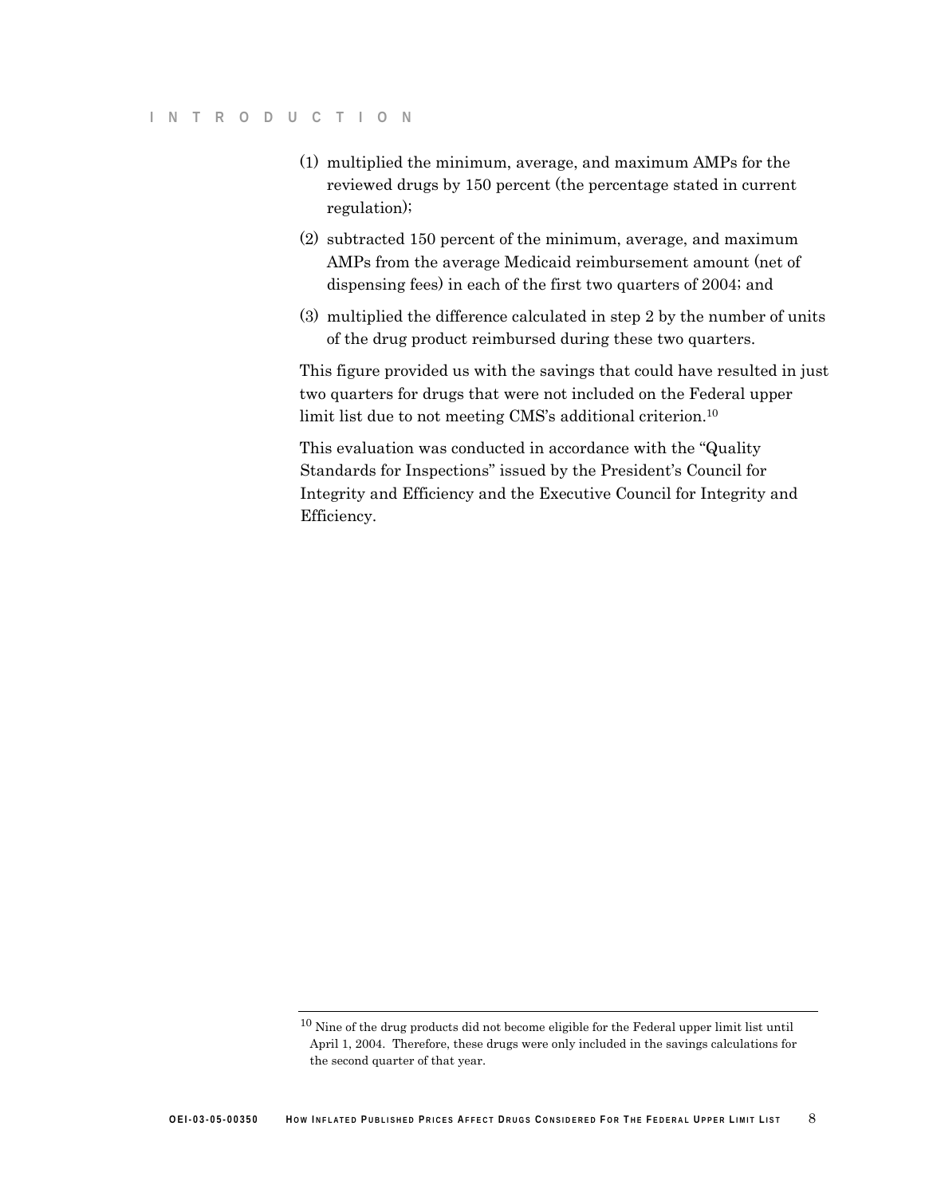(1) multiplied the minimum, average, and maximum AMPs for the reviewed drugs by 150 percent (the percentage stated in current regulation);

(2) subtracted 150 percent of the minimum, average, and maximum AMPs from the average Medicaid reimbursement amount (net of dispensing fees) in each of the first two quarters of 2004; and

(3) multiplied the difference calculated in step 2 by the number of units of the drug product reimbursed during these two quarters.

This figure provided us with the savings that could have resulted in just two quarters for drugs that were not included on the Federal upper limit list due to not meeting CMS's additional criterion.[10]

This evaluation was conducted in accordance with the "Quality Standards for Inspections" issued by the President's Council for Integrity and Efficiency and the Executive Council for Integrity and Efficiency.

---

[10] Nine of the drug products did not become eligible for the Federal upper limit list until April 1, 2004. Therefore, these drugs were only included in the savings calculations for the second quarter of that year.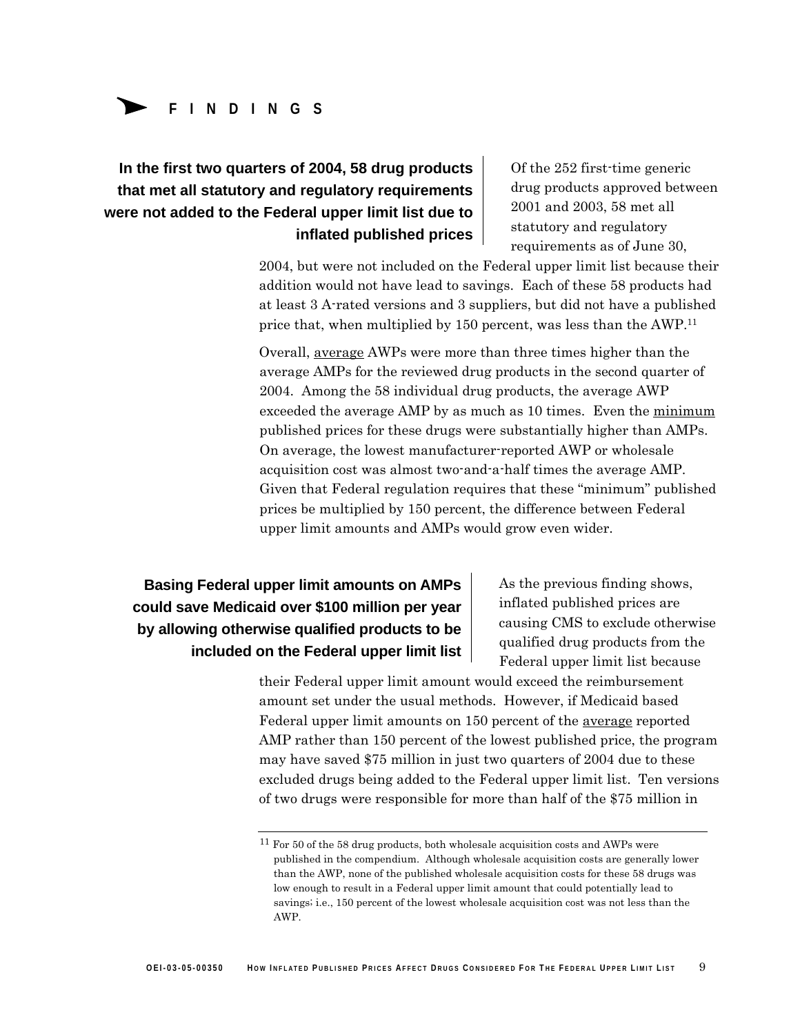## FINDINGS

### In the first two quarters of 2004, 58 drug products that met all statutory and regulatory requirements were not added to the Federal upper limit list due to inflated published prices

Of the 252 first-time generic drug products approved between 2001 and 2003, 58 met all statutory and regulatory requirements as of June 30, 2004, but were not included on the Federal upper limit list because their addition would not have lead to savings. Each of these 58 products had at least 3 A-rated versions and 3 suppliers, but did not have a published price that, when multiplied by 150 percent, was less than the AWP.[11]

Overall, average AWPs were more than three times higher than the average AMPs for the reviewed drug products in the second quarter of 2004. Among the 58 individual drug products, the average AWP exceeded the average AMP by as much as 10 times. Even the minimum published prices for these drugs were substantially higher than AMPs. On average, the lowest manufacturer-reported AWP or wholesale acquisition cost was almost two-and-a-half times the average AMP. Given that Federal regulation requires that these "minimum" published prices be multiplied by 150 percent, the difference between Federal upper limit amounts and AMPs would grow even wider.

### Basing Federal upper limit amounts on AMPs could save Medicaid over $100 million per year by allowing otherwise qualified products to be included on the Federal upper limit list

As the previous finding shows, inflated published prices are causing CMS to exclude otherwise qualified drug products from the Federal upper limit list because their Federal upper limit amount would exceed the reimbursement amount set under the usual methods. However, if Medicaid based Federal upper limit amounts on 150 percent of the average reported AMP rather than 150 percent of the lowest published price, the program may have saved $75 million in just two quarters of 2004 due to these excluded drugs being added to the Federal upper limit list. Ten versions of two drugs were responsible for more than half of the $75 million in

---

[11] For 50 of the 58 drug products, both wholesale acquisition costs and AWPs were published in the compendium. Although wholesale acquisition costs are generally lower than the AWP, none of the published wholesale acquisition costs for these 58 drugs was low enough to result in a Federal upper limit amount that could potentially lead to savings; i.e., 150 percent of the lowest wholesale acquisition cost was not less than the AWP.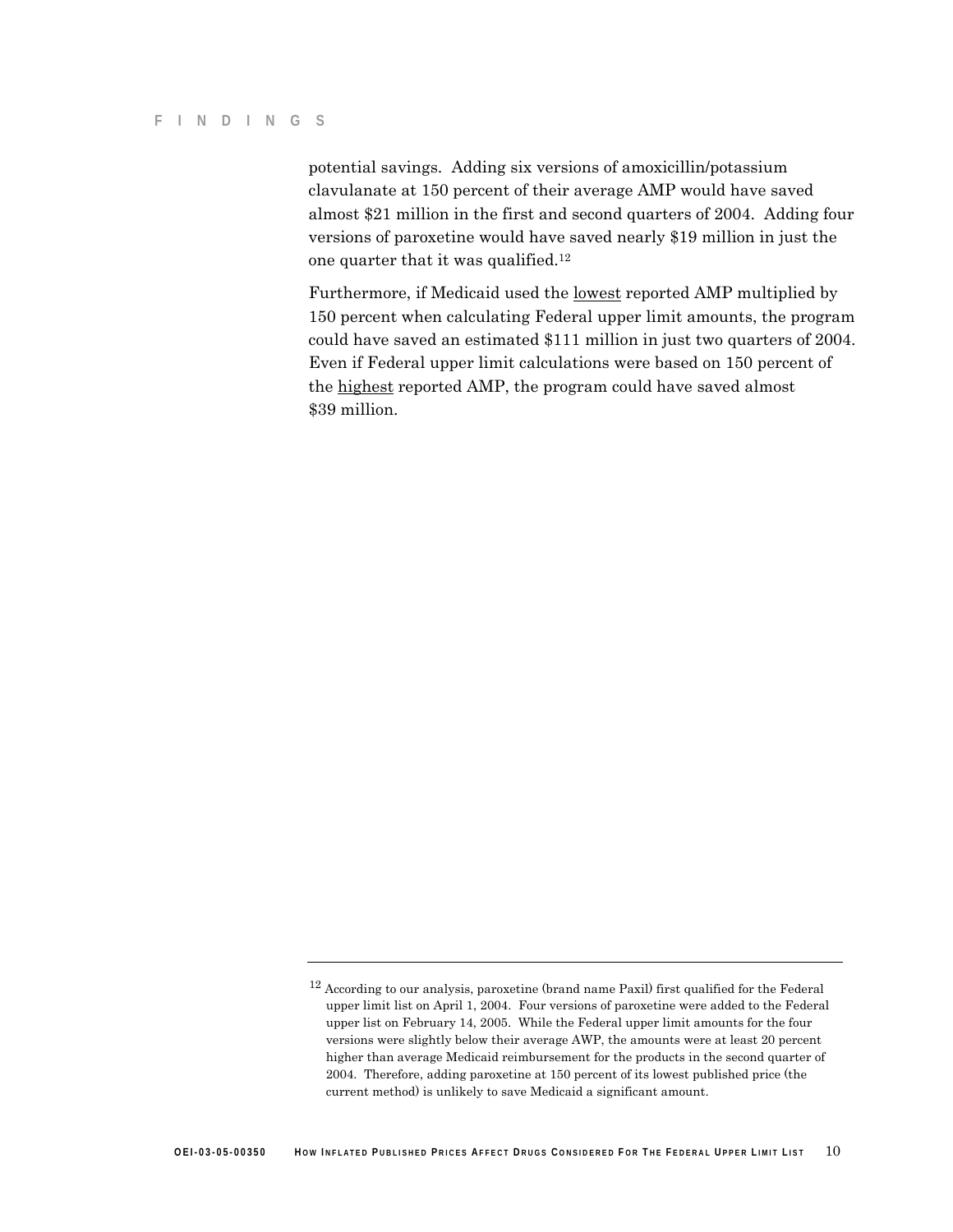potential savings. Adding six versions of amoxicillin/potassium clavulanate at 150 percent of their average AMP would have saved almost $21 million in the first and second quarters of 2004. Adding four versions of paroxetine would have saved nearly $19 million in just the one quarter that it was qualified.[12]

Furthermore, if Medicaid used the <u>lowest</u> reported AMP multiplied by 150 percent when calculating Federal upper limit amounts, the program could have saved an estimated $111 million in just two quarters of 2004. Even if Federal upper limit calculations were based on 150 percent of the <u>highest</u> reported AMP, the program could have saved almost $39 million.

---

[12] According to our analysis, paroxetine (brand name Paxil) first qualified for the Federal upper limit list on April 1, 2004. Four versions of paroxetine were added to the Federal upper list on February 14, 2005. While the Federal upper limit amounts for the four versions were slightly below their average AWP, the amounts were at least 20 percent higher than average Medicaid reimbursement for the products in the second quarter of 2004. Therefore, adding paroxetine at 150 percent of its lowest published price (the current method) is unlikely to save Medicaid a significant amount.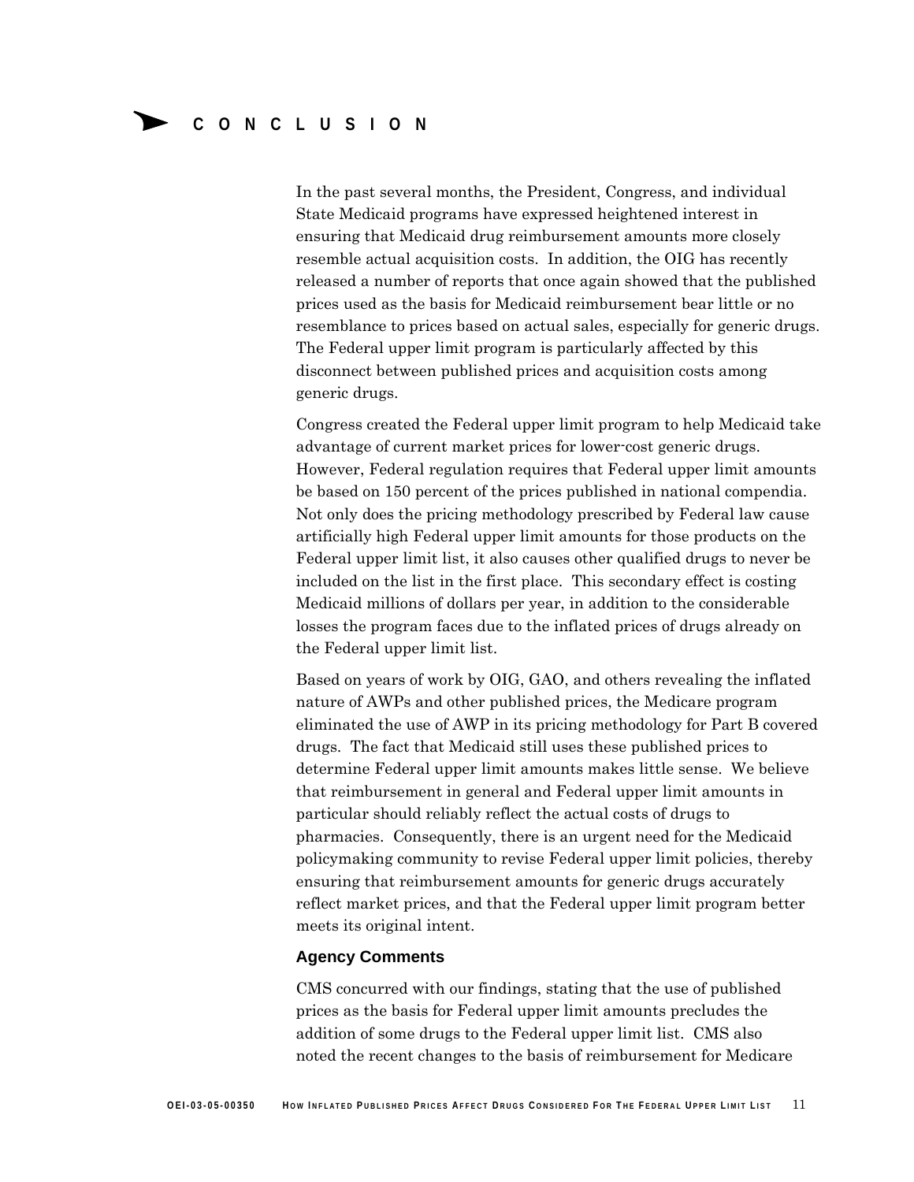# CONCLUSION

In the past several months, the President, Congress, and individual State Medicaid programs have expressed heightened interest in ensuring that Medicaid drug reimbursement amounts more closely resemble actual acquisition costs. In addition, the OIG has recently released a number of reports that once again showed that the published prices used as the basis for Medicaid reimbursement bear little or no resemblance to prices based on actual sales, especially for generic drugs. The Federal upper limit program is particularly affected by this disconnect between published prices and acquisition costs among generic drugs.

Congress created the Federal upper limit program to help Medicaid take advantage of current market prices for lower-cost generic drugs. However, Federal regulation requires that Federal upper limit amounts be based on 150 percent of the prices published in national compendia. Not only does the pricing methodology prescribed by Federal law cause artificially high Federal upper limit amounts for those products on the Federal upper limit list, it also causes other qualified drugs to never be included on the list in the first place. This secondary effect is costing Medicaid millions of dollars per year, in addition to the considerable losses the program faces due to the inflated prices of drugs already on the Federal upper limit list.

Based on years of work by OIG, GAO, and others revealing the inflated nature of AWPs and other published prices, the Medicare program eliminated the use of AWP in its pricing methodology for Part B covered drugs. The fact that Medicaid still uses these published prices to determine Federal upper limit amounts makes little sense. We believe that reimbursement in general and Federal upper limit amounts in particular should reliably reflect the actual costs of drugs to pharmacies. Consequently, there is an urgent need for the Medicaid policymaking community to revise Federal upper limit policies, thereby ensuring that reimbursement amounts for generic drugs accurately reflect market prices, and that the Federal upper limit program better meets its original intent.

### Agency Comments

CMS concurred with our findings, stating that the use of published prices as the basis for Federal upper limit amounts precludes the addition of some drugs to the Federal upper limit list. CMS also noted the recent changes to the basis of reimbursement for Medicare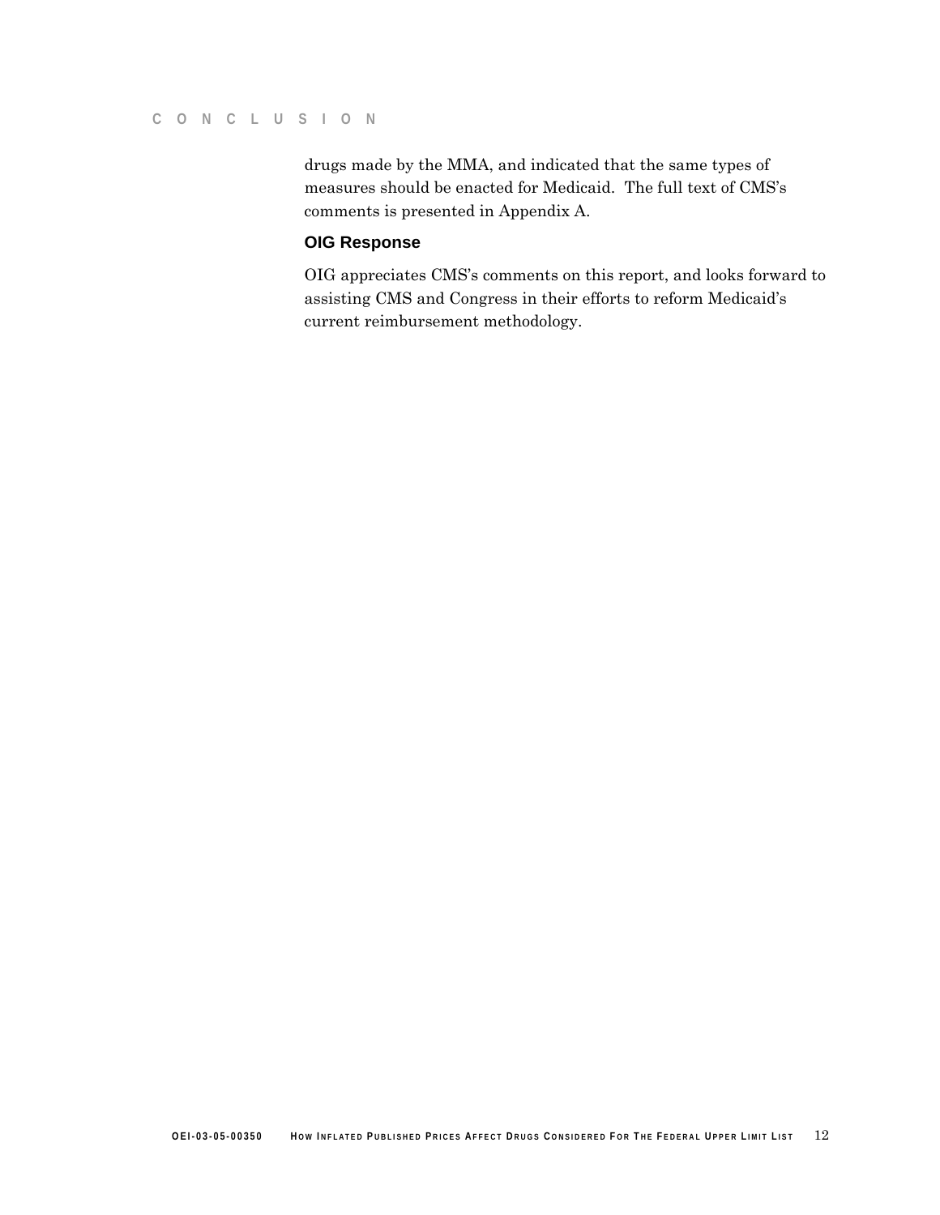drugs made by the MMA, and indicated that the same types of measures should be enacted for Medicaid. The full text of CMS's comments is presented in Appendix A.

### OIG Response

OIG appreciates CMS's comments on this report, and looks forward to assisting CMS and Congress in their efforts to reform Medicaid's current reimbursement methodology.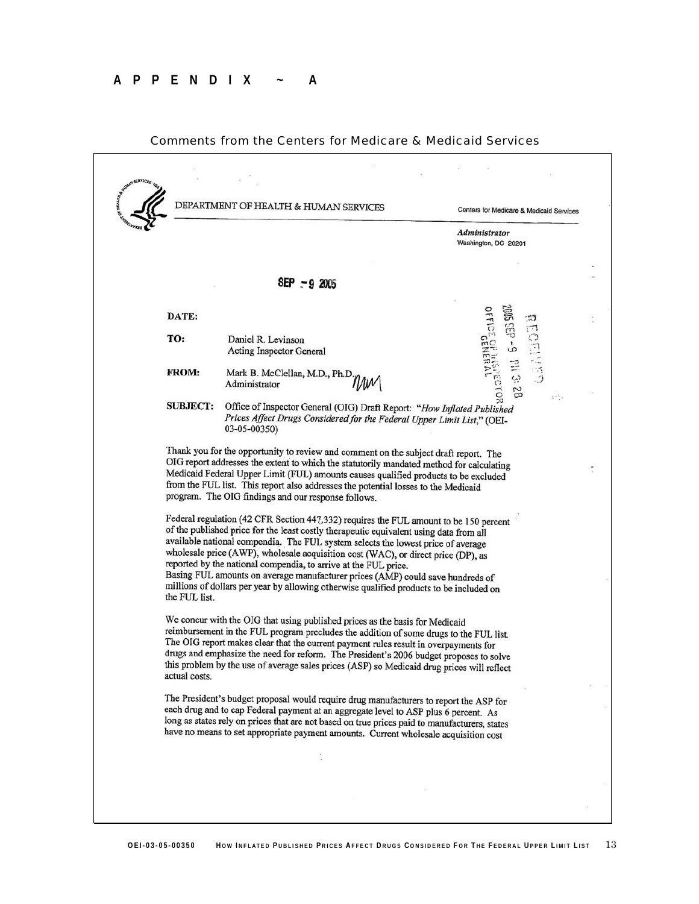# APPENDIX ~ A

## Comments from the Centers for Medicare & Medicaid Services

DEPARTMENT OF HEALTH & HUMAN SERVICES

Centers for Medicare & Medicaid Services

*Administrator*
Washington, DC 20201

SEP - 9 2005

RECEIVED
2005 SEP -9 PM 3:28
OFFICE OF INSPECTOR GENERAL

**DATE:**

**TO:** Daniel R. Levinson
Acting Inspector General

**FROM:** Mark B. McClellan, M.D., Ph.D.
Administrator

**SUBJECT:** Office of Inspector General (OIG) Draft Report: "*How Inflated Published Prices Affect Drugs Considered for the Federal Upper Limit List*," (OEI-03-05-00350)

Thank you for the opportunity to review and comment on the subject draft report. The OIG report addresses the extent to which the statutorily mandated method for calculating Medicaid Federal Upper Limit (FUL) amounts causes qualified products to be excluded from the FUL list. This report also addresses the potential losses to the Medicaid program. The OIG findings and our response follows.

Federal regulation (42 CFR Section 447,332) requires the FUL amount to be 150 percent of the published price for the least costly therapeutic equivalent using data from all available national compendia. The FUL system selects the lowest price of average wholesale price (AWP), wholesale acquisition cost (WAC), or direct price (DP), as reported by the national compendia, to arrive at the FUL price.
Basing FUL amounts on average manufacturer prices (AMP) could save hundreds of millions of dollars per year by allowing otherwise qualified products to be included on the FUL list.

We concur with the OIG that using published prices as the basis for Medicaid reimbursement in the FUL program precludes the addition of some drugs to the FUL list. The OIG report makes clear that the current payment rules result in overpayments for drugs and emphasize the need for reform. The President's 2006 budget proposes to solve this problem by the use of average sales prices (ASP) so Medicaid drug prices will reflect actual costs.

The President's budget proposal would require drug manufacturers to report the ASP for each drug and to cap Federal payment at an aggregate level to ASP plus 6 percent. As long as states rely on prices that are not based on true prices paid to manufacturers, states have no means to set appropriate payment amounts. Current wholesale acquisition cost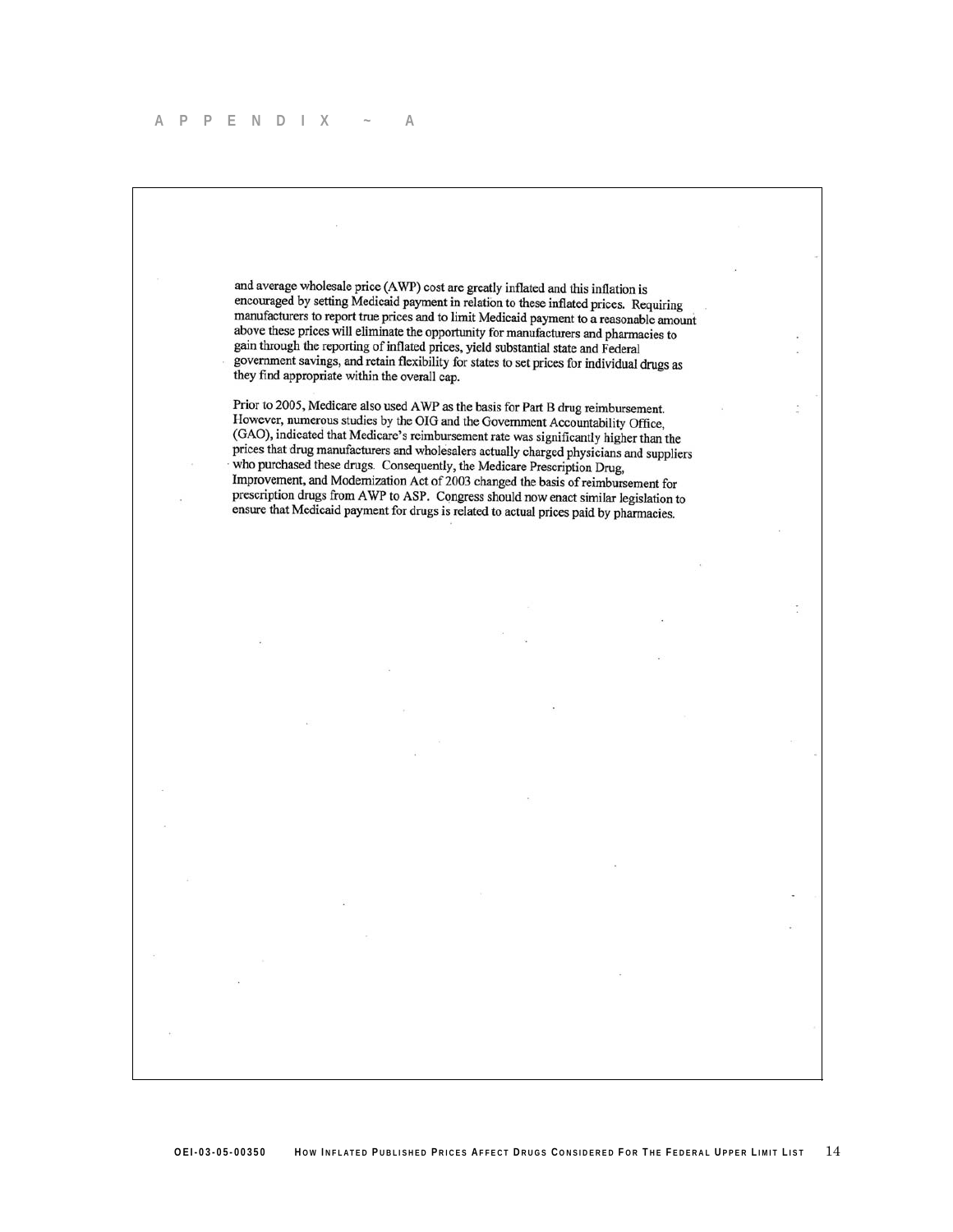# APPENDIX ~ A

and average wholesale price (AWP) cost are greatly inflated and this inflation is encouraged by setting Medicaid payment in relation to these inflated prices. Requiring manufacturers to report true prices and to limit Medicaid payment to a reasonable amount above these prices will eliminate the opportunity for manufacturers and pharmacies to gain through the reporting of inflated prices, yield substantial state and Federal government savings, and retain flexibility for states to set prices for individual drugs as they find appropriate within the overall cap.

Prior to 2005, Medicare also used AWP as the basis for Part B drug reimbursement. However, numerous studies by the OIG and the Government Accountability Office, (GAO), indicated that Medicare's reimbursement rate was significantly higher than the prices that drug manufacturers and wholesalers actually charged physicians and suppliers who purchased these drugs. Consequently, the Medicare Prescription Drug, Improvement, and Modernization Act of 2003 changed the basis of reimbursement for prescription drugs from AWP to ASP. Congress should now enact similar legislation to ensure that Medicaid payment for drugs is related to actual prices paid by pharmacies.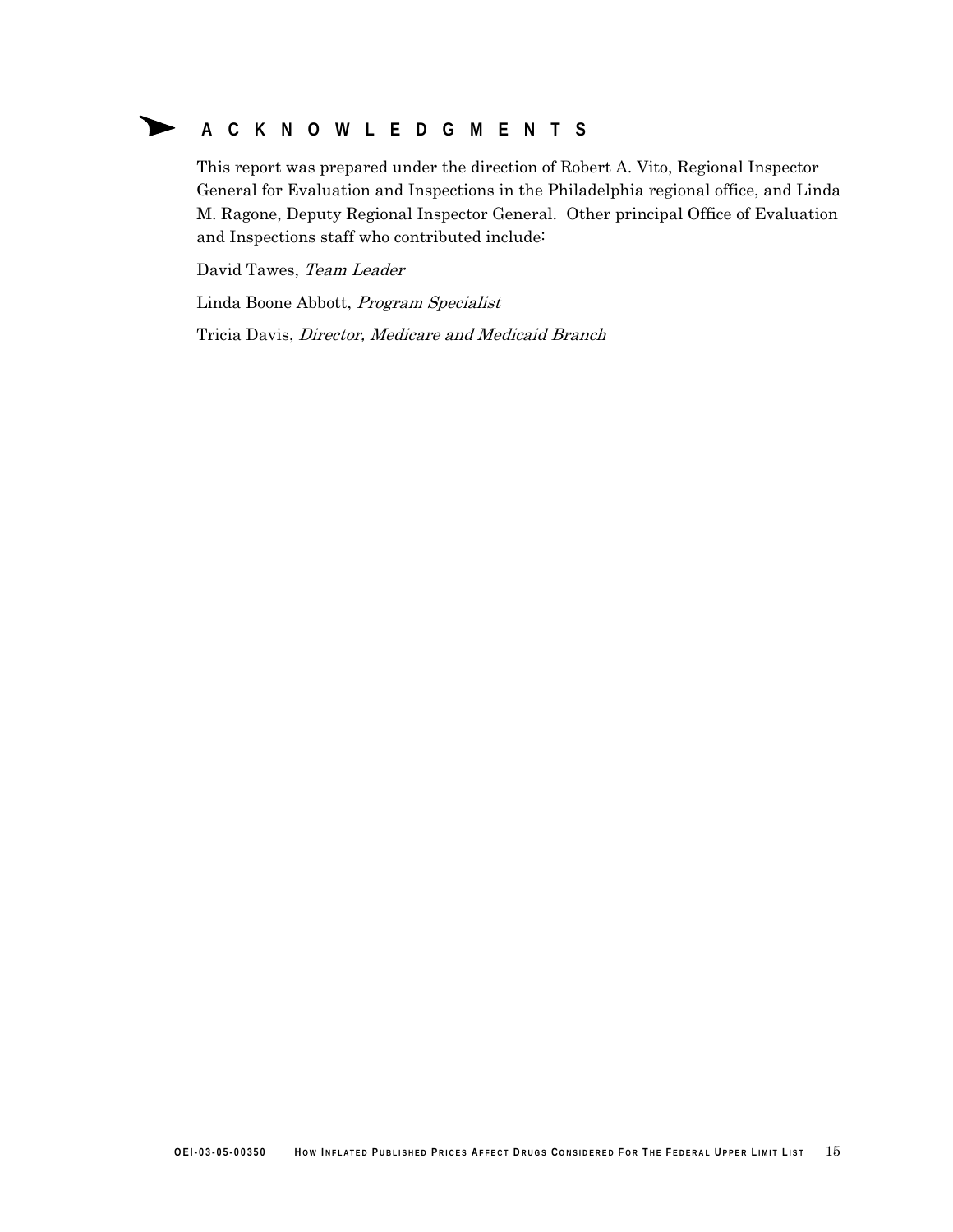# ACKNOWLEDGMENTS

This report was prepared under the direction of Robert A. Vito, Regional Inspector General for Evaluation and Inspections in the Philadelphia regional office, and Linda M. Ragone, Deputy Regional Inspector General. Other principal Office of Evaluation and Inspections staff who contributed include:

David Tawes, *Team Leader*

Linda Boone Abbott, *Program Specialist*

Tricia Davis, *Director, Medicare and Medicaid Branch*